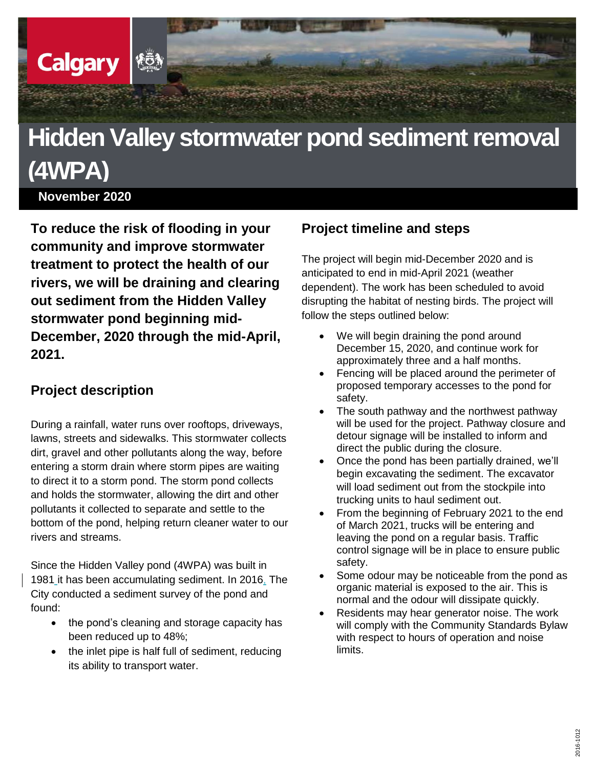Calgary

# Hidden Valley stormwater pond sediment removal (4WPA)

**November 2020**

**To reduce the risk of flooding in your community and improve stormwater treatment to protect the health of our rivers, we will be draining and clearing out sediment from the Hidden Valley stormwater pond beginning mid-December, 2020 through the mid-April, 2021.**

## Project description

During a rainfall, water runs over rooftops, driveways, lawns, streets and sidewalks. This stormwater collects dirt, gravel and other pollutants along the way, before entering a storm drain where storm pipes are waiting to direct it to a storm pond. The storm pond collects and holds the stormwater, allowing the dirt and other pollutants it collected to separate and settle to the bottom of the pond, helping return cleaner water to our rivers and streams.

Since the Hidden Valley pond (4WPA) was built in 1981 it has been accumulating sediment. In 2016, The City conducted a sediment survey of the pond and found:

- the pond's cleaning and storage capacity has been reduced up to 48%;
- the inlet pipe is half full of sediment, reducing its ability to transport water.

## Project timeline and steps

The project will begin mid-December 2020 and is anticipated to end in mid-April 2021 (weather dependent). The work has been scheduled to avoid disrupting the habitat of nesting birds. The project will follow the steps outlined below:

- We will begin draining the pond around December 15, 2020, and continue work for approximately three and a half months.
- Fencing will be placed around the perimeter of proposed temporary accesses to the pond for safety.
- The south pathway and the northwest pathway will be used for the project. Pathway closure and detour signage will be installed to inform and direct the public during the closure.
- Once the pond has been partially drained, we'll begin excavating the sediment. The excavator will load sediment out from the stockpile into trucking units to haul sediment out.
- From the beginning of February 2021 to the end of March 2021, trucks will be entering and leaving the pond on a regular basis. Traffic control signage will be in place to ensure public safety.
- Some odour may be noticeable from the pond as organic material is exposed to the air. This is normal and the odour will dissipate quickly.
- Residents may hear generator noise. The work will comply with the Community Standards Bylaw with respect to hours of operation and noise limits.

2016-1012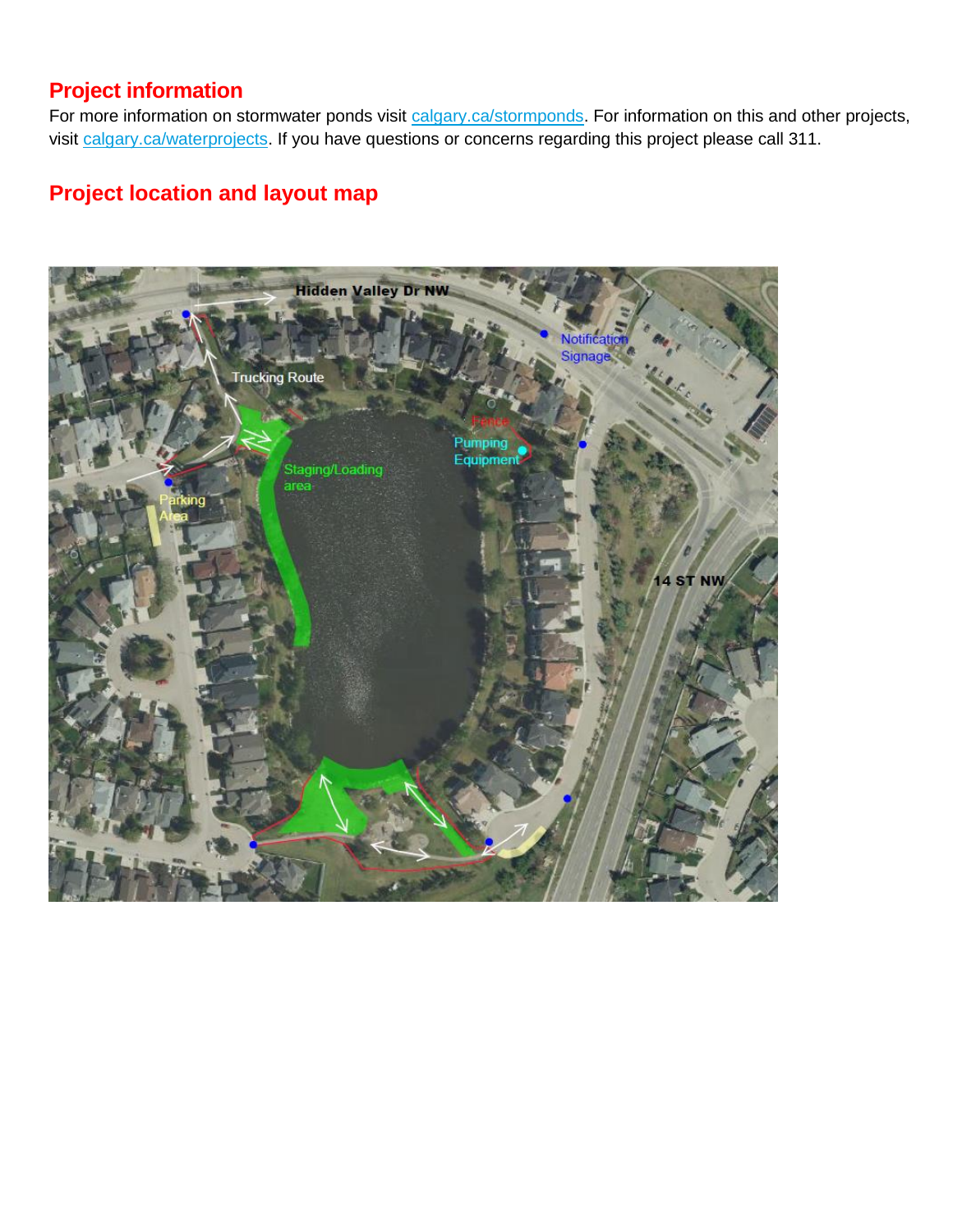## Project information

For more information on stormwater ponds visit calgary.ca/stormponds. For information on this and other projects, visit calgary.ca/waterprojects. If you have questions or concerns regarding this project please call 311.

## Project location and layout map

Hidden Valley Dr NW

Notification Signage

Trucking Route

Fence

Pumping Equipment

Staging/Loading area

Parking Area

14 ST NW